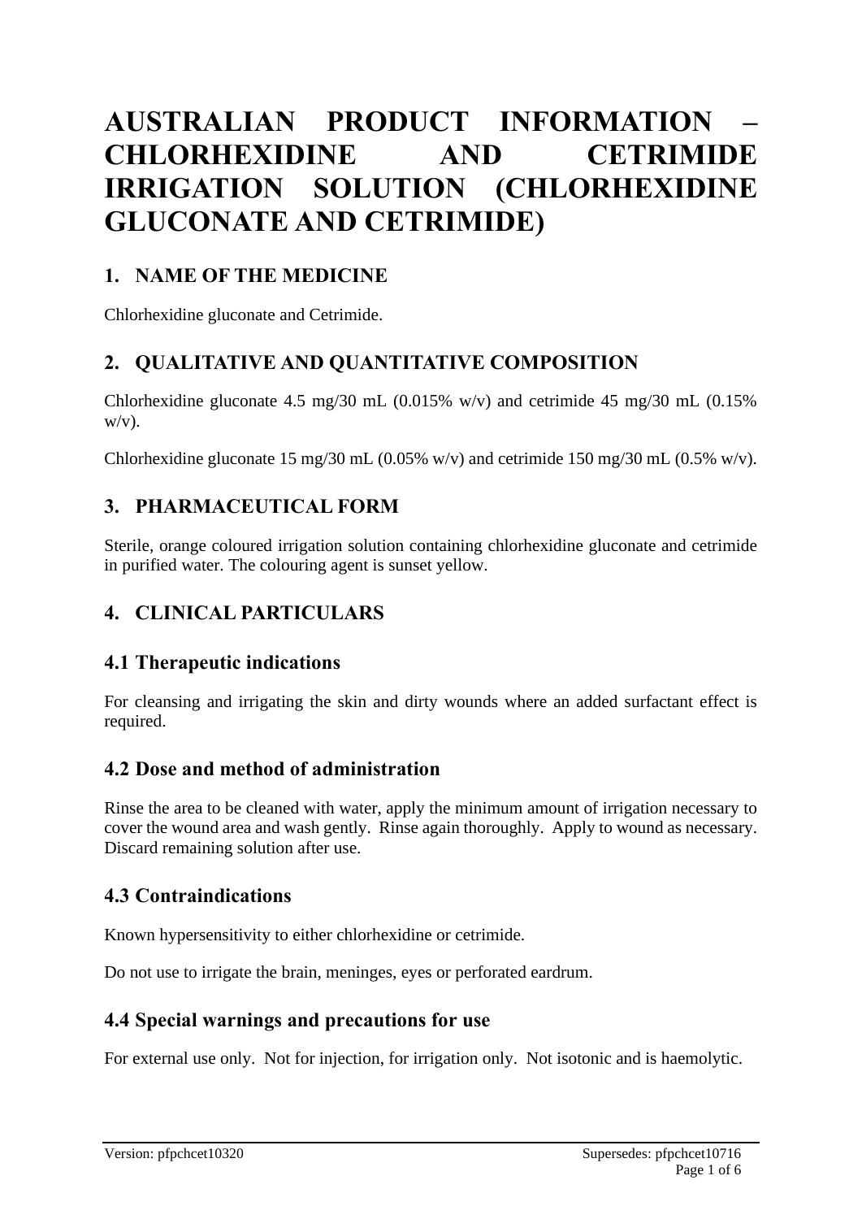# AUSTRALIAN PRODUCT INFORMATION – CHLORHEXIDINE AND CETRIMIDE IRRIGATION SOLUTION (CHLORHEXIDINE GLUCONATE AND CETRIMIDE)

## 1. NAME OF THE MEDICINE

Chlorhexidine gluconate and Cetrimide.

## 2. QUALITATIVE AND QUANTITATIVE COMPOSITION

Chlorhexidine gluconate 4.5 mg/30 mL (0.015% w/v) and cetrimide 45 mg/30 mL (0.15% w/v).

Chlorhexidine gluconate 15 mg/30 mL (0.05% w/v) and cetrimide 150 mg/30 mL (0.5% w/v).

## 3. PHARMACEUTICAL FORM

Sterile, orange coloured irrigation solution containing chlorhexidine gluconate and cetrimide in purified water. The colouring agent is sunset yellow.

## 4. CLINICAL PARTICULARS

### 4.1 Therapeutic indications

For cleansing and irrigating the skin and dirty wounds where an added surfactant effect is required.

### 4.2 Dose and method of administration

Rinse the area to be cleaned with water, apply the minimum amount of irrigation necessary to cover the wound area and wash gently. Rinse again thoroughly. Apply to wound as necessary. Discard remaining solution after use.

### 4.3 Contraindications

Known hypersensitivity to either chlorhexidine or cetrimide.

Do not use to irrigate the brain, meninges, eyes or perforated eardrum.

### 4.4 Special warnings and precautions for use

For external use only. Not for injection, for irrigation only. Not isotonic and is haemolytic.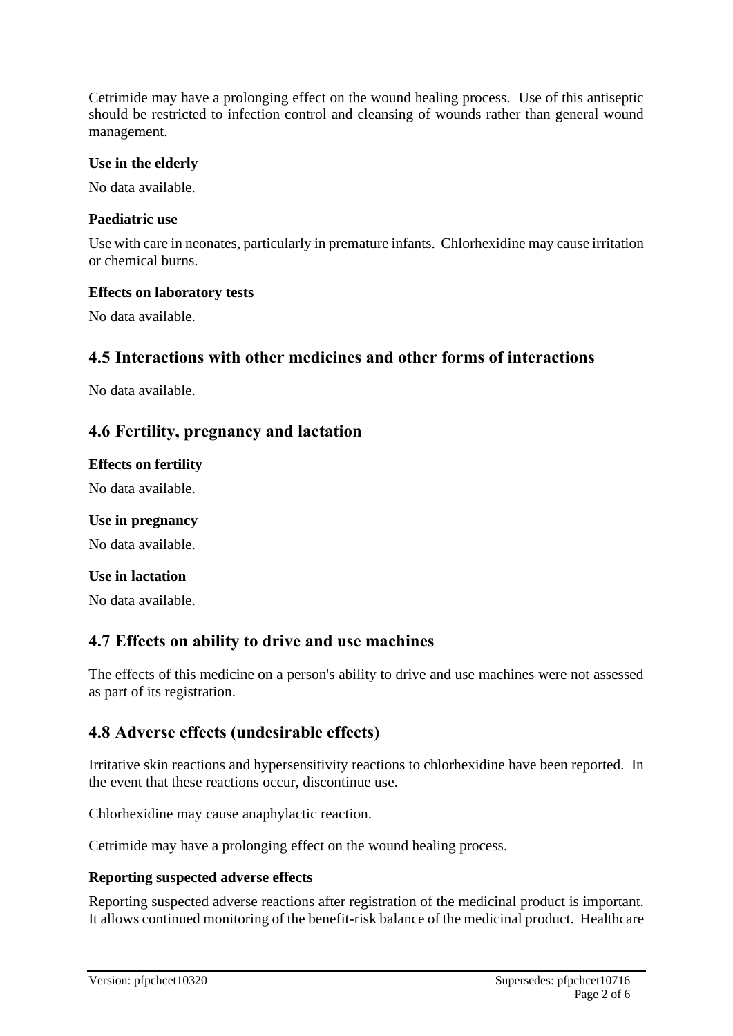Cetrimide may have a prolonging effect on the wound healing process. Use of this antiseptic should be restricted to infection control and cleansing of wounds rather than general wound management.

**Use in the elderly**

No data available.

**Paediatric use**

Use with care in neonates, particularly in premature infants. Chlorhexidine may cause irritation or chemical burns.

**Effects on laboratory tests**

No data available.

## 4.5 Interactions with other medicines and other forms of interactions

No data available.

## 4.6 Fertility, pregnancy and lactation

**Effects on fertility**

No data available.

**Use in pregnancy**

No data available.

**Use in lactation**

No data available.

## 4.7 Effects on ability to drive and use machines

The effects of this medicine on a person's ability to drive and use machines were not assessed as part of its registration.

## 4.8 Adverse effects (undesirable effects)

Irritative skin reactions and hypersensitivity reactions to chlorhexidine have been reported. In the event that these reactions occur, discontinue use.

Chlorhexidine may cause anaphylactic reaction.

Cetrimide may have a prolonging effect on the wound healing process.

**Reporting suspected adverse effects**

Reporting suspected adverse reactions after registration of the medicinal product is important. It allows continued monitoring of the benefit-risk balance of the medicinal product. Healthcare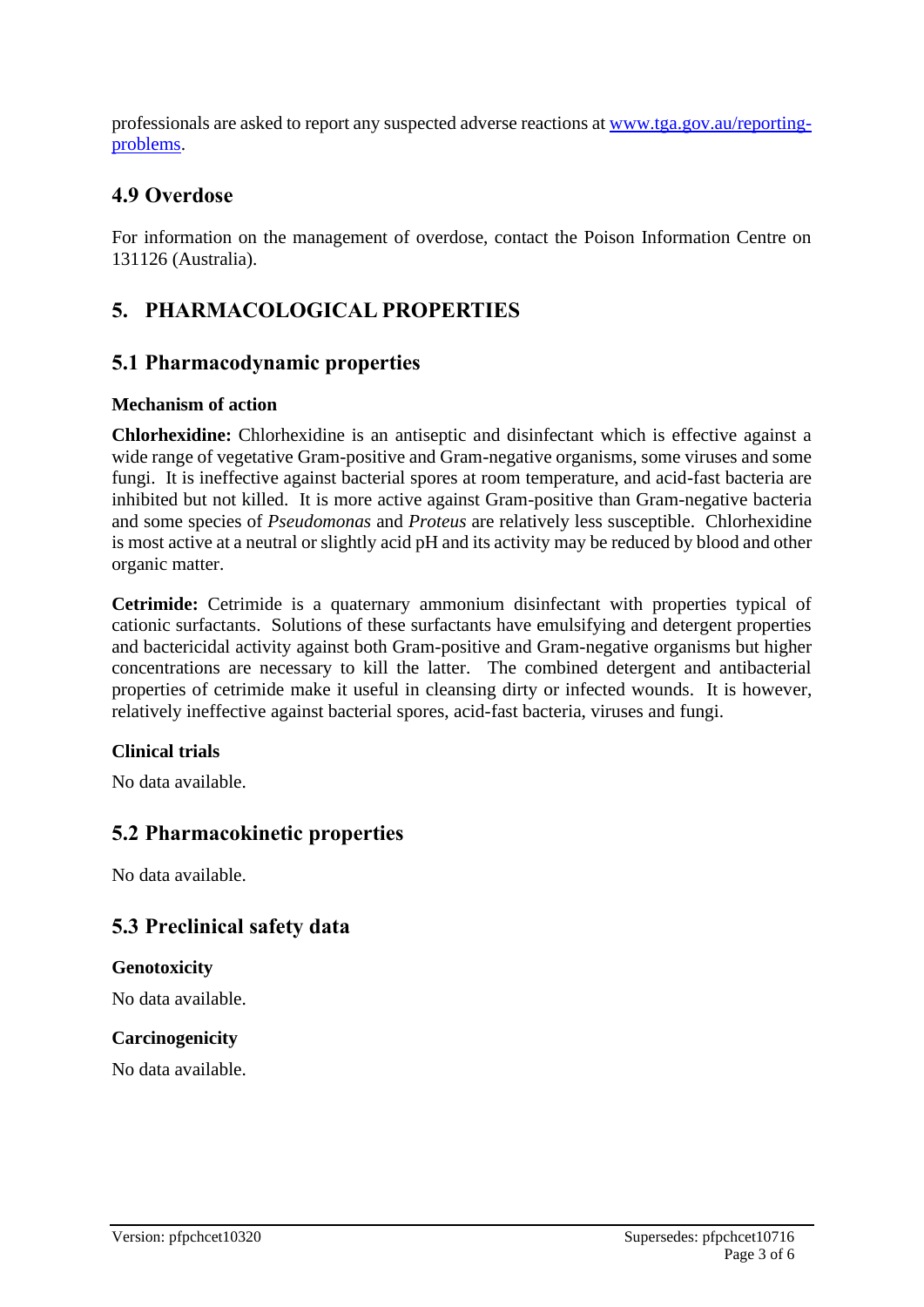professionals are asked to report any suspected adverse reactions at [www.tga.gov.au/reporting-problems](www.tga.gov.au/reporting-problems).

## 4.9 Overdose

For information on the management of overdose, contact the Poison Information Centre on 131126 (Australia).

# 5. PHARMACOLOGICAL PROPERTIES

## 5.1 Pharmacodynamic properties

### Mechanism of action

**Chlorhexidine:** Chlorhexidine is an antiseptic and disinfectant which is effective against a wide range of vegetative Gram-positive and Gram-negative organisms, some viruses and some fungi. It is ineffective against bacterial spores at room temperature, and acid-fast bacteria are inhibited but not killed. It is more active against Gram-positive than Gram-negative bacteria and some species of *Pseudomonas* and *Proteus* are relatively less susceptible. Chlorhexidine is most active at a neutral or slightly acid pH and its activity may be reduced by blood and other organic matter.

**Cetrimide:** Cetrimide is a quaternary ammonium disinfectant with properties typical of cationic surfactants. Solutions of these surfactants have emulsifying and detergent properties and bactericidal activity against both Gram-positive and Gram-negative organisms but higher concentrations are necessary to kill the latter. The combined detergent and antibacterial properties of cetrimide make it useful in cleansing dirty or infected wounds. It is however, relatively ineffective against bacterial spores, acid-fast bacteria, viruses and fungi.

### Clinical trials

No data available.

## 5.2 Pharmacokinetic properties

No data available.

## 5.3 Preclinical safety data

### Genotoxicity

No data available.

### Carcinogenicity

No data available.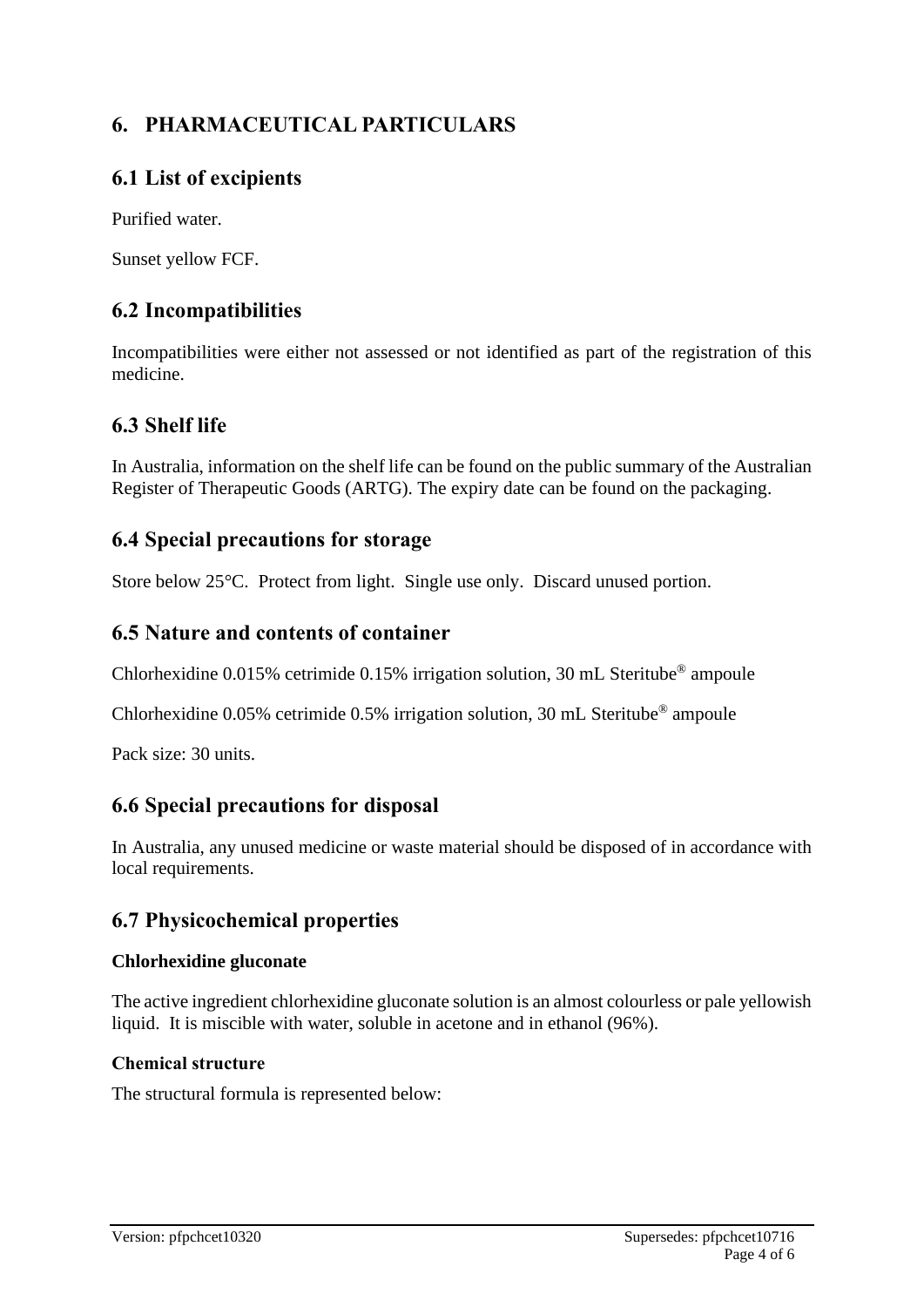# 6. PHARMACEUTICAL PARTICULARS

## 6.1 List of excipients

Purified water.

Sunset yellow FCF.

## 6.2 Incompatibilities

Incompatibilities were either not assessed or not identified as part of the registration of this medicine.

## 6.3 Shelf life

In Australia, information on the shelf life can be found on the public summary of the Australian Register of Therapeutic Goods (ARTG). The expiry date can be found on the packaging.

## 6.4 Special precautions for storage

Store below 25°C. Protect from light. Single use only. Discard unused portion.

## 6.5 Nature and contents of container

Chlorhexidine 0.015% cetrimide 0.15% irrigation solution, 30 mL Steritube® ampoule

Chlorhexidine 0.05% cetrimide 0.5% irrigation solution, 30 mL Steritube® ampoule

Pack size: 30 units.

## 6.6 Special precautions for disposal

In Australia, any unused medicine or waste material should be disposed of in accordance with local requirements.

## 6.7 Physicochemical properties

**Chlorhexidine gluconate**

The active ingredient chlorhexidine gluconate solution is an almost colourless or pale yellowish liquid. It is miscible with water, soluble in acetone and in ethanol (96%).

**Chemical structure**

The structural formula is represented below: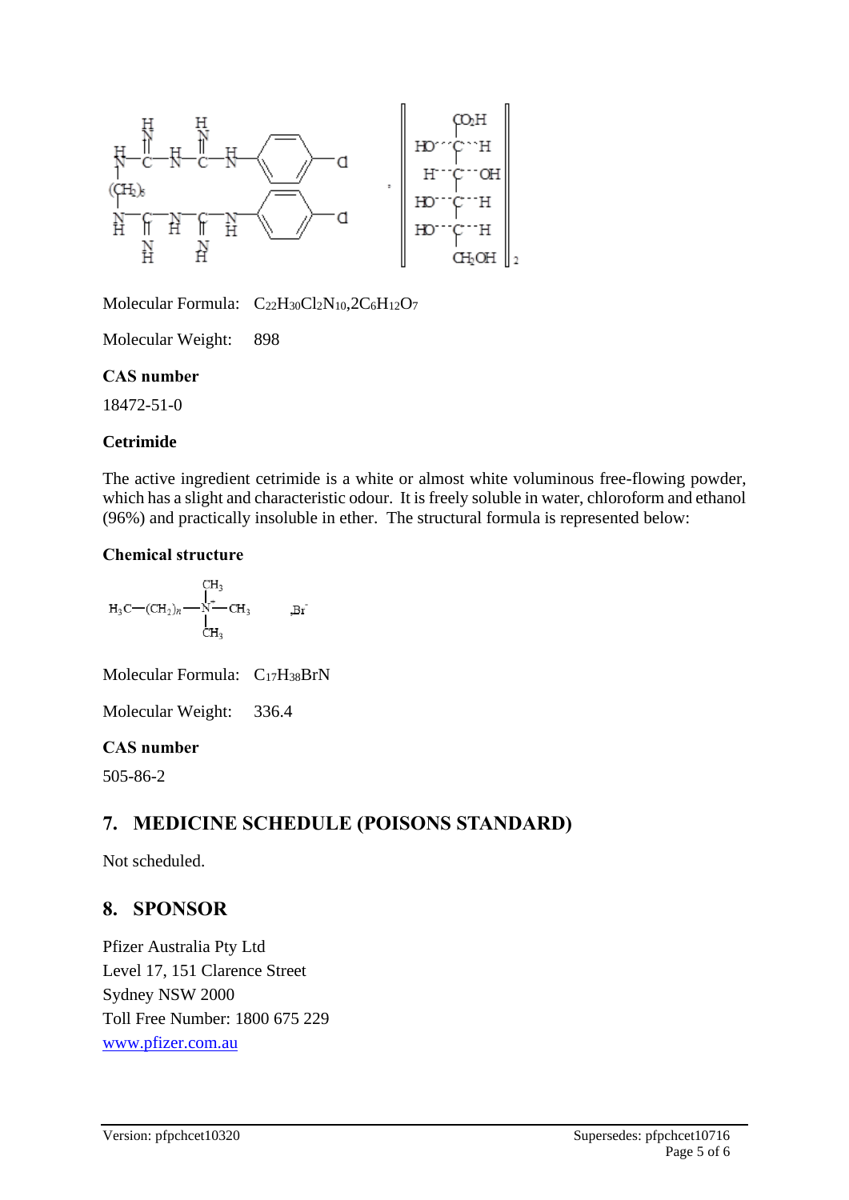Molecular Formula: $C_{22}H_{30}Cl_2N_{10}$,$2C_6H_{12}O_7$

Molecular Weight: 898

### CAS number

18472-51-0

### Cetrimide

The active ingredient cetrimide is a white or almost white voluminous free-flowing powder, which has a slight and characteristic odour. It is freely soluble in water, chloroform and ethanol (96%) and practically insoluble in ether. The structural formula is represented below:

### Chemical structure

Molecular Formula: $C_{17}H_{38}BrN$

Molecular Weight: 336.4

### CAS number

505-86-2

## 7. MEDICINE SCHEDULE (POISONS STANDARD)

Not scheduled.

## 8. SPONSOR

Pfizer Australia Pty Ltd
Level 17, 151 Clarence Street
Sydney NSW 2000
Toll Free Number: 1800 675 229
www.pfizer.com.au

Version: pfpchcet10320

Supersedes: pfpchcet10716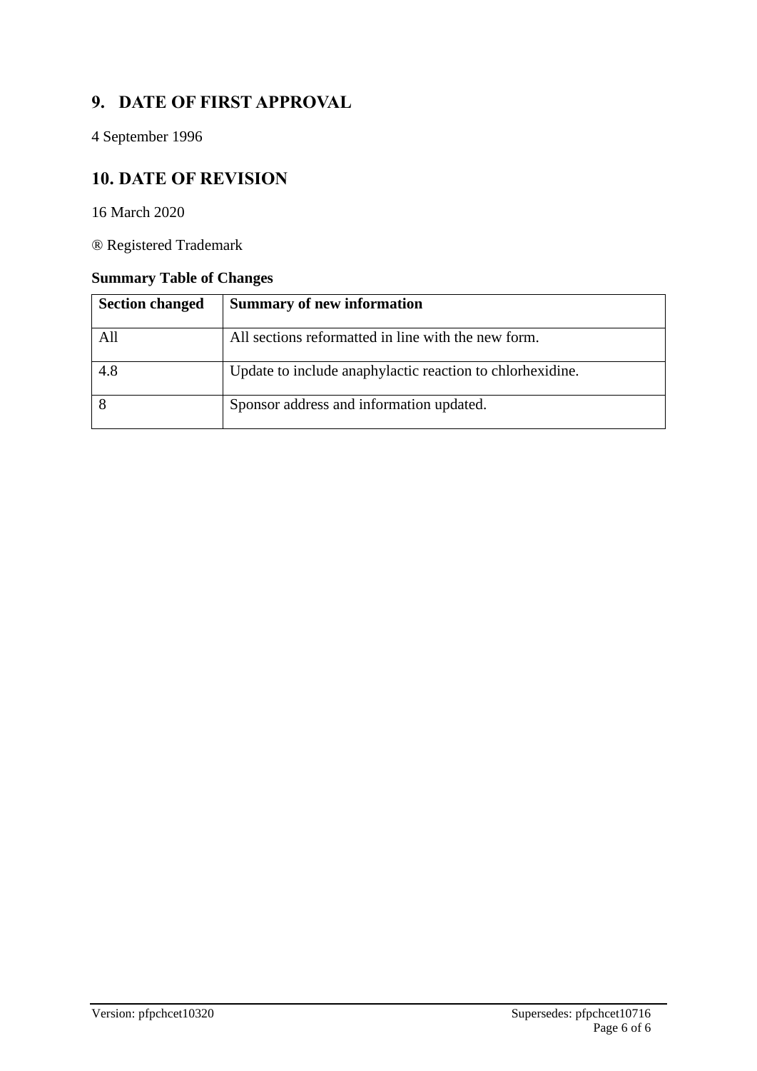## 9. DATE OF FIRST APPROVAL

4 September 1996

## 10. DATE OF REVISION

16 March 2020

® Registered Trademark

**Summary Table of Changes**

| Section changed | Summary of new information |
|---|---|
| All | All sections reformatted in line with the new form. |
| 4.8 | Update to include anaphylactic reaction to chlorhexidine. |
| 8 | Sponsor address and information updated. |

Version: pfpchcet10320    Supersedes: pfpchcet10716